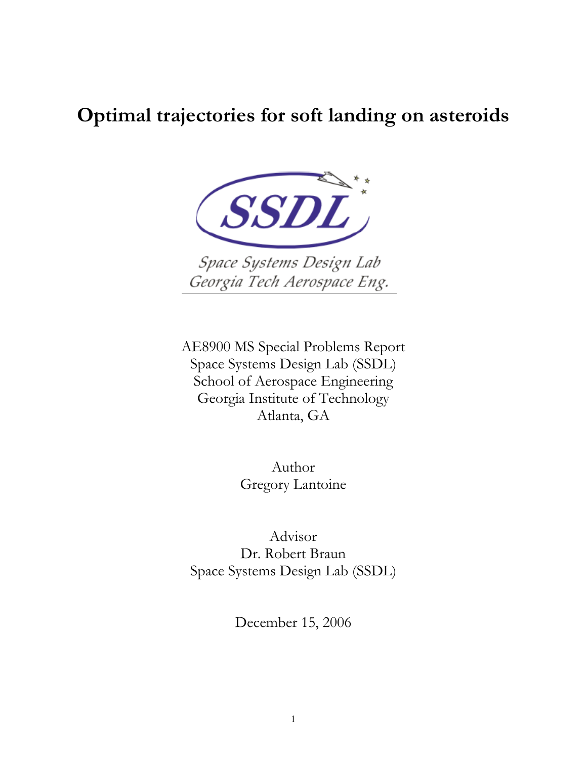# Optimal trajectories for soft landing on asteroids

SSDL

*Space Systems Design Lab*
*Georgia Tech Aerospace Eng.*

AE8900 MS Special Problems Report
Space Systems Design Lab (SSDL)
School of Aerospace Engineering
Georgia Institute of Technology
Atlanta, GA

Author
Gregory Lantoine

Advisor
Dr. Robert Braun
Space Systems Design Lab (SSDL)

December 15, 2006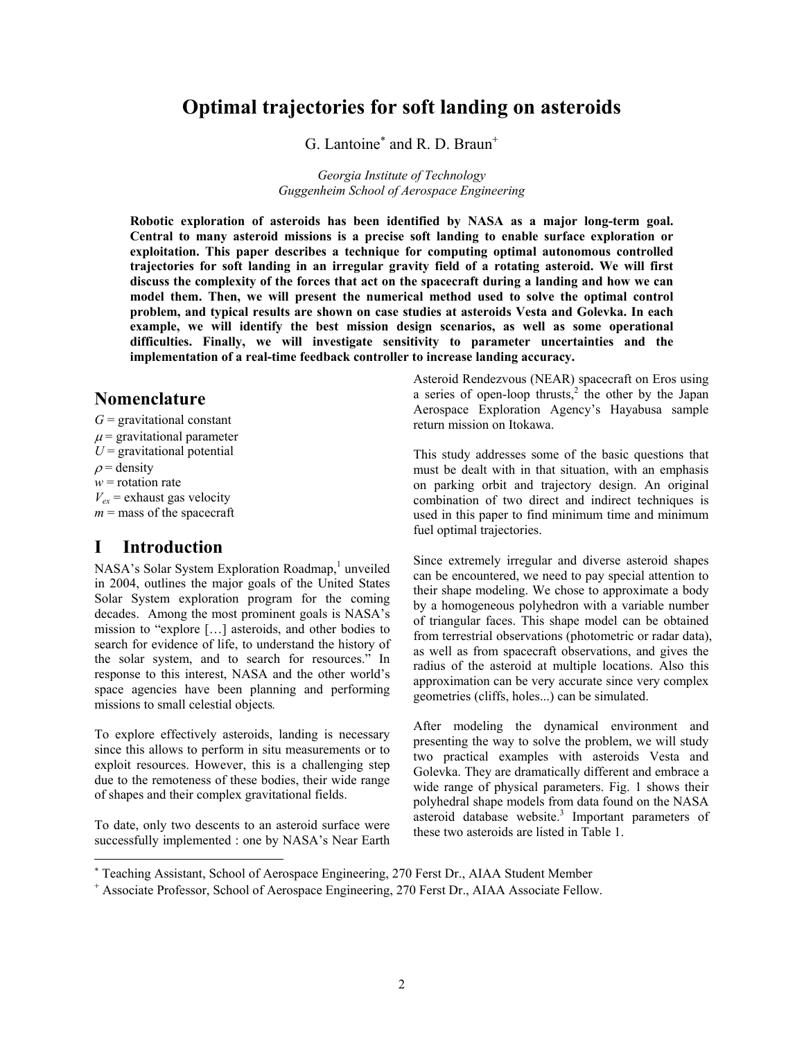# Optimal trajectories for soft landing on asteroids

G. Lantoine[*] and R. D. Braun[+]

*Georgia Institute of Technology*
*Guggenheim School of Aerospace Engineering*

**Robotic exploration of asteroids has been identified by NASA as a major long-term goal. Central to many asteroid missions is a precise soft landing to enable surface exploration or exploitation. This paper describes a technique for computing optimal autonomous controlled trajectories for soft landing in an irregular gravity field of a rotating asteroid. We will first discuss the complexity of the forces that act on the spacecraft during a landing and how we can model them. Then, we will present the numerical method used to solve the optimal control problem, and typical results are shown on case studies at asteroids Vesta and Golevka. In each example, we will identify the best mission design scenarios, as well as some operational difficulties. Finally, we will investigate sensitivity to parameter uncertainties and the implementation of a real-time feedback controller to increase landing accuracy.**

## Nomenclature

$G$ = gravitational constant
$\mu$ = gravitational parameter
$U$ = gravitational potential
$\rho$ = density
$w$ = rotation rate
$V_{ex}$ = exhaust gas velocity
$m$ = mass of the spacecraft

## I Introduction

NASA's Solar System Exploration Roadmap,[1] unveiled in 2004, outlines the major goals of the United States Solar System exploration program for the coming decades. Among the most prominent goals is NASA's mission to "explore […] asteroids, and other bodies to search for evidence of life, to understand the history of the solar system, and to search for resources." In response to this interest, NASA and the other world's space agencies have been planning and performing missions to small celestial objects.

To explore effectively asteroids, landing is necessary since this allows to perform in situ measurements or to exploit resources. However, this is a challenging step due to the remoteness of these bodies, their wide range of shapes and their complex gravitational fields.

To date, only two descents to an asteroid surface were successfully implemented : one by NASA's Near Earth Asteroid Rendezvous (NEAR) spacecraft on Eros using a series of open-loop thrusts,[2] the other by the Japan Aerospace Exploration Agency's Hayabusa sample return mission on Itokawa.

This study addresses some of the basic questions that must be dealt with in that situation, with an emphasis on parking orbit and trajectory design. An original combination of two direct and indirect techniques is used in this paper to find minimum time and minimum fuel optimal trajectories.

Since extremely irregular and diverse asteroid shapes can be encountered, we need to pay special attention to their shape modeling. We chose to approximate a body by a homogeneous polyhedron with a variable number of triangular faces. This shape model can be obtained from terrestrial observations (photometric or radar data), as well as from spacecraft observations, and gives the radius of the asteroid at multiple locations. Also this approximation can be very accurate since very complex geometries (cliffs, holes...) can be simulated.

After modeling the dynamical environment and presenting the way to solve the problem, we will study two practical examples with asteroids Vesta and Golevka. They are dramatically different and embrace a wide range of physical parameters. Fig. 1 shows their polyhedral shape models from data found on the NASA asteroid database website.[3] Important parameters of these two asteroids are listed in Table 1.

---

[*] Teaching Assistant, School of Aerospace Engineering, 270 Ferst Dr., AIAA Student Member

[+] Associate Professor, School of Aerospace Engineering, 270 Ferst Dr., AIAA Associate Fellow.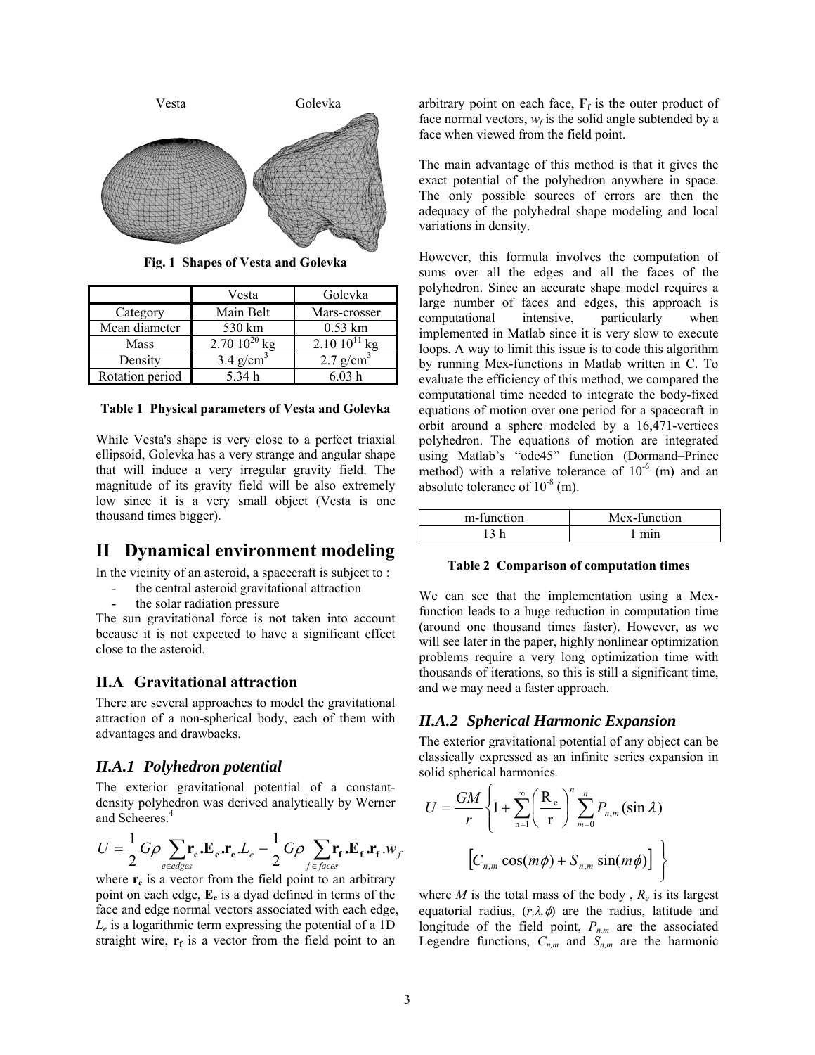Vesta Golevka

Fig. 1 Shapes of Vesta and Golevka

| | Vesta | Golevka |
|---|---|---|
| Category | Main Belt | Mars-crosser |
| Mean diameter | 530 km | 0.53 km |
| Mass | $2.70\ 10^{20}$ kg | $2.10\ 10^{11}$ kg |
| Density | 3.4 g/cm$^3$ | 2.7 g/cm$^3$ |
| Rotation period | 5.34 h | 6.03 h |

**Table 1 Physical parameters of Vesta and Golevka**

While Vesta's shape is very close to a perfect triaxial ellipsoid, Golevka has a very strange and angular shape that will induce a very irregular gravity field. The magnitude of its gravity field will be also extremely low since it is a very small object (Vesta is one thousand times bigger).

# II Dynamical environment modeling

In the vicinity of an asteroid, a spacecraft is subject to :

- the central asteroid gravitational attraction
- the solar radiation pressure

The sun gravitational force is not taken into account because it is not expected to have a significant effect close to the asteroid.

## II.A Gravitational attraction

There are several approaches to model the gravitational attraction of a non-spherical body, each of them with advantages and drawbacks.

### *II.A.1 Polyhedron potential*

The exterior gravitational potential of a constant-density polyhedron was derived analytically by Werner and Scheeres.[4]

$$U = \frac{1}{2} G\rho \sum_{e \in edges} \mathbf{r_e}.\mathbf{E_e}.\mathbf{r_e}.L_e - \frac{1}{2} G\rho \sum_{f \in faces} \mathbf{r_f}.\mathbf{E_f}.\mathbf{r_f}.w_f$$

where $\mathbf{r_e}$ is a vector from the field point to an arbitrary point on each edge, $\mathbf{E_e}$ is a dyad defined in terms of the face and edge normal vectors associated with each edge, $L_e$ is a logarithmic term expressing the potential of a 1D straight wire, $\mathbf{r_f}$ is a vector from the field point to an arbitrary point on each face, $\mathbf{F_f}$ is the outer product of face normal vectors, $w_f$ is the solid angle subtended by a face when viewed from the field point.

The main advantage of this method is that it gives the exact potential of the polyhedron anywhere in space. The only possible sources of errors are then the adequacy of the polyhedral shape modeling and local variations in density.

However, this formula involves the computation of sums over all the edges and all the faces of the polyhedron. Since an accurate shape model requires a large number of faces and edges, this approach is computational intensive, particularly when implemented in Matlab since it is very slow to execute loops. A way to limit this issue is to code this algorithm by running Mex-functions in Matlab written in C. To evaluate the efficiency of this method, we compared the computational time needed to integrate the body-fixed equations of motion over one period for a spacecraft in orbit around a sphere modeled by a 16,471-vertices polyhedron. The equations of motion are integrated using Matlab's "ode45" function (Dormand–Prince method) with a relative tolerance of $10^{-6}$ (m) and an absolute tolerance of $10^{-8}$ (m).

| m-function | Mex-function |
|---|---|
| 13 h | 1 min |

**Table 2 Comparison of computation times**

We can see that the implementation using a Mex-function leads to a huge reduction in computation time (around one thousand times faster). However, as we will see later in the paper, highly nonlinear optimization problems require a very long optimization time with thousands of iterations, so this is still a significant time, and we may need a faster approach.

### *II.A.2 Spherical Harmonic Expansion*

The exterior gravitational potential of any object can be classically expressed as an infinite series expansion in solid spherical harmonics.

$$U = \frac{GM}{r} \left\{ 1 + \sum_{n=1}^{\infty} \left( \frac{R_e}{r} \right)^n \sum_{m=0}^{n} P_{n,m}(\sin\lambda) \left[ C_{n,m}\cos(m\phi) + S_{n,m}\sin(m\phi) \right] \right\}$$

where $M$ is the total mass of the body , $R_e$ is its largest equatorial radius, $(r,\lambda,\phi)$ are the radius, latitude and longitude of the field point, $P_{n,m}$ are the associated Legendre functions, $C_{n,m}$ and $S_{n,m}$ are the harmonic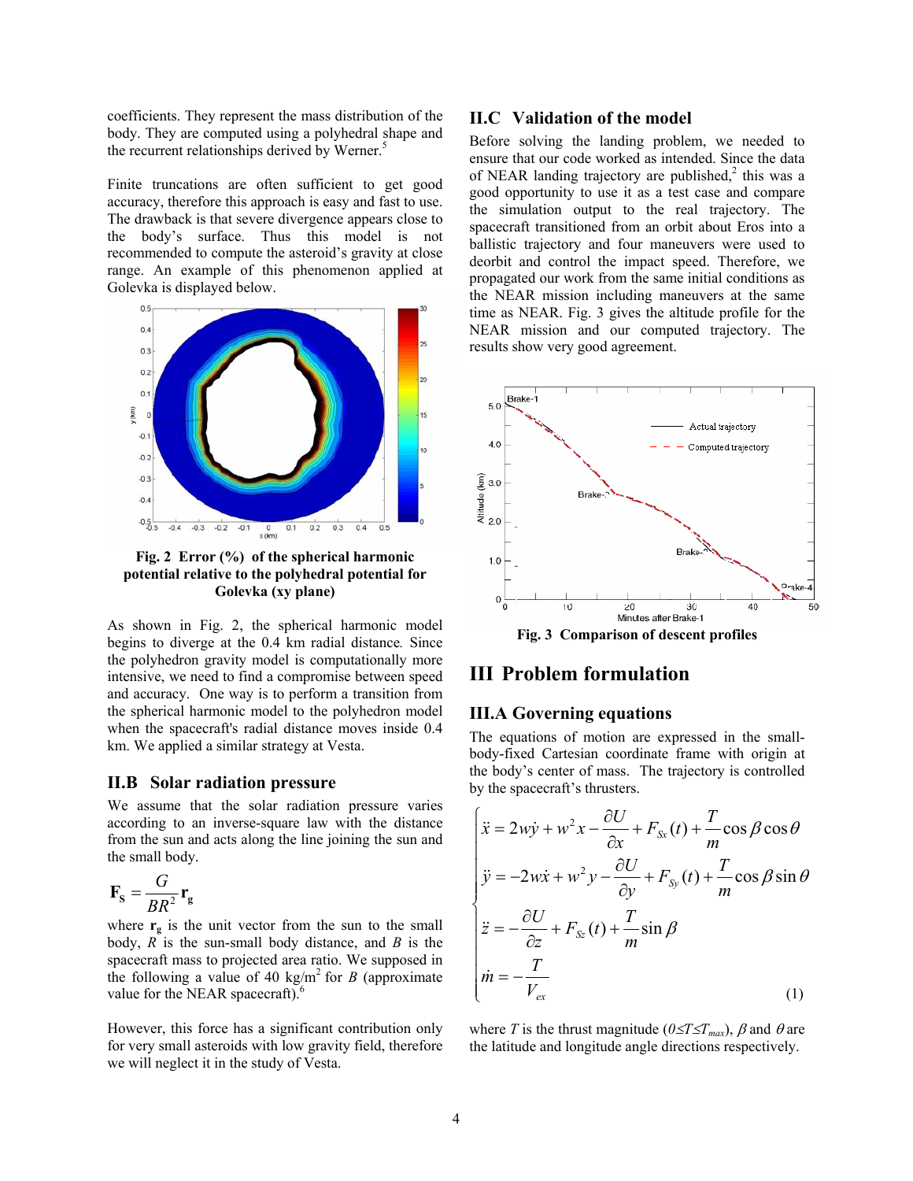coefficients. They represent the mass distribution of the body. They are computed using a polyhedral shape and the recurrent relationships derived by Werner.[5]

Finite truncations are often sufficient to get good accuracy, therefore this approach is easy and fast to use. The drawback is that severe divergence appears close to the body's surface. Thus this model is not recommended to compute the asteroid's gravity at close range. An example of this phenomenon applied at Golevka is displayed below.

**Fig. 2 Error (%) of the spherical harmonic potential relative to the polyhedral potential for Golevka (xy plane)**

As shown in Fig. 2, the spherical harmonic model begins to diverge at the 0.4 km radial distance*.* Since the polyhedron gravity model is computationally more intensive, we need to find a compromise between speed and accuracy. One way is to perform a transition from the spherical harmonic model to the polyhedron model when the spacecraft's radial distance moves inside 0.4 km. We applied a similar strategy at Vesta.

## II.B Solar radiation pressure

We assume that the solar radiation pressure varies according to an inverse-square law with the distance from the sun and acts along the line joining the sun and the small body.

$$\mathbf{F_S} = \frac{G}{BR^2}\mathbf{r_g}$$

where $\mathbf{r_g}$ is the unit vector from the sun to the small body, $R$ is the sun-small body distance, and $B$ is the spacecraft mass to projected area ratio. We supposed in the following a value of 40 kg/m$^2$ for $B$ (approximate value for the NEAR spacecraft).[6]

However, this force has a significant contribution only for very small asteroids with low gravity field, therefore we will neglect it in the study of Vesta.

## II.C Validation of the model

Before solving the landing problem, we needed to ensure that our code worked as intended. Since the data of NEAR landing trajectory are published,[2] this was a good opportunity to use it as a test case and compare the simulation output to the real trajectory. The spacecraft transitioned from an orbit about Eros into a ballistic trajectory and four maneuvers were used to deorbit and control the impact speed. Therefore, we propagated our work from the same initial conditions as the NEAR mission including maneuvers at the same time as NEAR. Fig. 3 gives the altitude profile for the NEAR mission and our computed trajectory. The results show very good agreement.

**Fig. 3 Comparison of descent profiles**

# III Problem formulation

## III.A Governing equations

The equations of motion are expressed in the small-body-fixed Cartesian coordinate frame with origin at the body's center of mass. The trajectory is controlled by the spacecraft's thrusters.

$$\begin{cases} \ddot{x} = 2w\dot{y} + w^2 x - \dfrac{\partial U}{\partial x} + F_{Sx}(t) + \dfrac{T}{m}\cos\beta\cos\theta \\ \ddot{y} = -2w\dot{x} + w^2 y - \dfrac{\partial U}{\partial y} + F_{Sy}(t) + \dfrac{T}{m}\cos\beta\sin\theta \\ \ddot{z} = -\dfrac{\partial U}{\partial z} + F_{Sz}(t) + \dfrac{T}{m}\sin\beta \\ \dot{m} = -\dfrac{T}{V_{ex}} \end{cases} \quad (1)$$

where $T$ is the thrust magnitude ($0 \leq T \leq T_{max}$), $\beta$ and $\theta$ are the latitude and longitude angle directions respectively.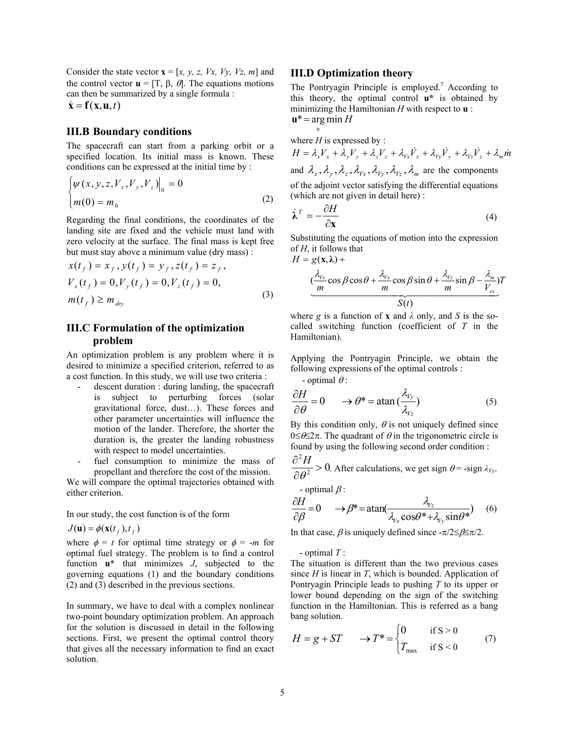Consider the state vector $\mathbf{x} = [x, y, z, Vx, Vy, Vz, m]$ and the control vector $\mathbf{u} = [T, \beta, \theta]$. The equations motions can then be summarized by a single formula :

$$\dot{\mathbf{x}} = \mathbf{f}(\mathbf{x}, \mathbf{u}, t)$$

### III.B Boundary conditions

The spacecraft can start from a parking orbit or a specified location. Its initial mass is known. These conditions can be expressed at the initial time by :

$$\begin{cases} \psi(x, y, z, V_x, V_y, V_z)\big|_0 = 0 \\ m(0) = m_0 \end{cases} \tag{2}$$

Regarding the final conditions, the coordinates of the landing site are fixed and the vehicle must land with zero velocity at the surface. The final mass is kept free but must stay above a minimum value (dry mass) :

$$\begin{aligned} &x(t_f) = x_f, y(t_f) = y_f, z(t_f) = z_f, \\ &V_x(t_f) = 0, V_y(t_f) = 0, V_z(t_f) = 0, \\ &m(t_f) \geq m_{dry} \end{aligned} \tag{3}$$

### III.C Formulation of the optimization problem

An optimization problem is any problem where it is desired to minimize a specified criterion, referred to as a cost function. In this study, we will use two criteria :

- descent duration : during landing, the spacecraft is subject to perturbing forces (solar gravitational force, dust…). These forces and other parameter uncertainties will influence the motion of the lander. Therefore, the shorter the duration is, the greater the landing robustness with respect to model uncertainties.
- fuel consumption to minimize the mass of propellant and therefore the cost of the mission.

We will compare the optimal trajectories obtained with either criterion.

In our study, the cost function is of the form

$$J(\mathbf{u}) = \phi(\mathbf{x}(t_f), t_f)$$

where $\phi = t$ for optimal time strategy or $\phi = -m$ for optimal fuel strategy. The problem is to find a control function **u\*** that minimizes $J$, subjected to the governing equations (1) and the boundary conditions (2) and (3) described in the previous sections.

In summary, we have to deal with a complex nonlinear two-point boundary optimization problem. An approach for the solution is discussed in detail in the following sections. First, we present the optimal control theory that gives all the necessary information to find an exact solution.

### III.D Optimization theory

The Pontryagin Principle is employed.[7] According to this theory, the optimal control **u\*** is obtained by minimizing the Hamiltonian $H$ with respect to **u** :

$$\mathbf{u}^* = \arg\min_u H$$

where $H$ is expressed by :

$$H = \lambda_x V_x + \lambda_y V_y + \lambda_z V_z + \lambda_{Vx} \dot{V}_x + \lambda_{Vy} \dot{V}_y + \lambda_{Vz} \dot{V}_z + \lambda_m \dot{m}$$

and $\lambda_x, \lambda_y, \lambda_z, \lambda_{Vx}, \lambda_{Vy}, \lambda_{Vz}, \lambda_m$ are the components of the adjoint vector satisfying the differential equations (which are not given in detail here) :

$$\dot{\boldsymbol{\lambda}}^T = -\frac{\partial H}{\partial \mathbf{x}} \tag{4}$$

Substituting the equations of motion into the expression of $H$, it follows that

$$H = g(\mathbf{x}, \boldsymbol{\lambda}) + \underbrace{\left(\frac{\lambda_{Vx}}{m}\cos\beta\cos\theta + \frac{\lambda_{Vx}}{m}\cos\beta\sin\theta + \frac{\lambda_{Vz}}{m}\sin\beta - \frac{\lambda_m}{V_{ex}}\right)}_{S(t)} T$$

where $g$ is a function of **x** and $\lambda$ only, and $S$ is the so-called switching function (coefficient of $T$ in the Hamiltonian).

Applying the Pontryagin Principle, we obtain the following expressions of the optimal controls :

- optimal $\theta$ :

$$\frac{\partial H}{\partial \theta} = 0 \quad \rightarrow \theta^* = \operatorname{atan}\left(\frac{\lambda_{Vy}}{\lambda_{Vz}}\right) \tag{5}$$

By this condition only, $\theta$ is not uniquely defined since $0 \leq \theta \leq 2\pi$. The quadrant of $\theta$ in the trigonometric circle is found by using the following second order condition :

$\frac{\partial^2 H}{\partial \theta^2} > 0$. After calculations, we get sign $\theta$ = -sign $\lambda_{Vy}$.

- optimal $\beta$ :

$$\frac{\partial H}{\partial \beta} = 0 \quad \rightarrow \beta^* = \operatorname{atan}\left(\frac{\lambda_{Vz}}{\lambda_{Vx}\cos\theta^* + \lambda_{Vy}\sin\theta^*}\right) \tag{6}$$

In that case, $\beta$ is uniquely defined since $-\pi/2 \leq \beta \leq \pi/2$.

- optimal $T$ :

The situation is different than the two previous cases since $H$ is linear in $T$, which is bounded. Application of Pontryagin Principle leads to pushing $T$ to its upper or lower bound depending on the sign of the switching function in the Hamiltonian. This is referred as a bang bang solution.

$$H = g + ST \quad \rightarrow T^* = \begin{cases} 0 & \text{if S > 0} \\ T_{\max} & \text{if S < 0} \end{cases} \tag{7}$$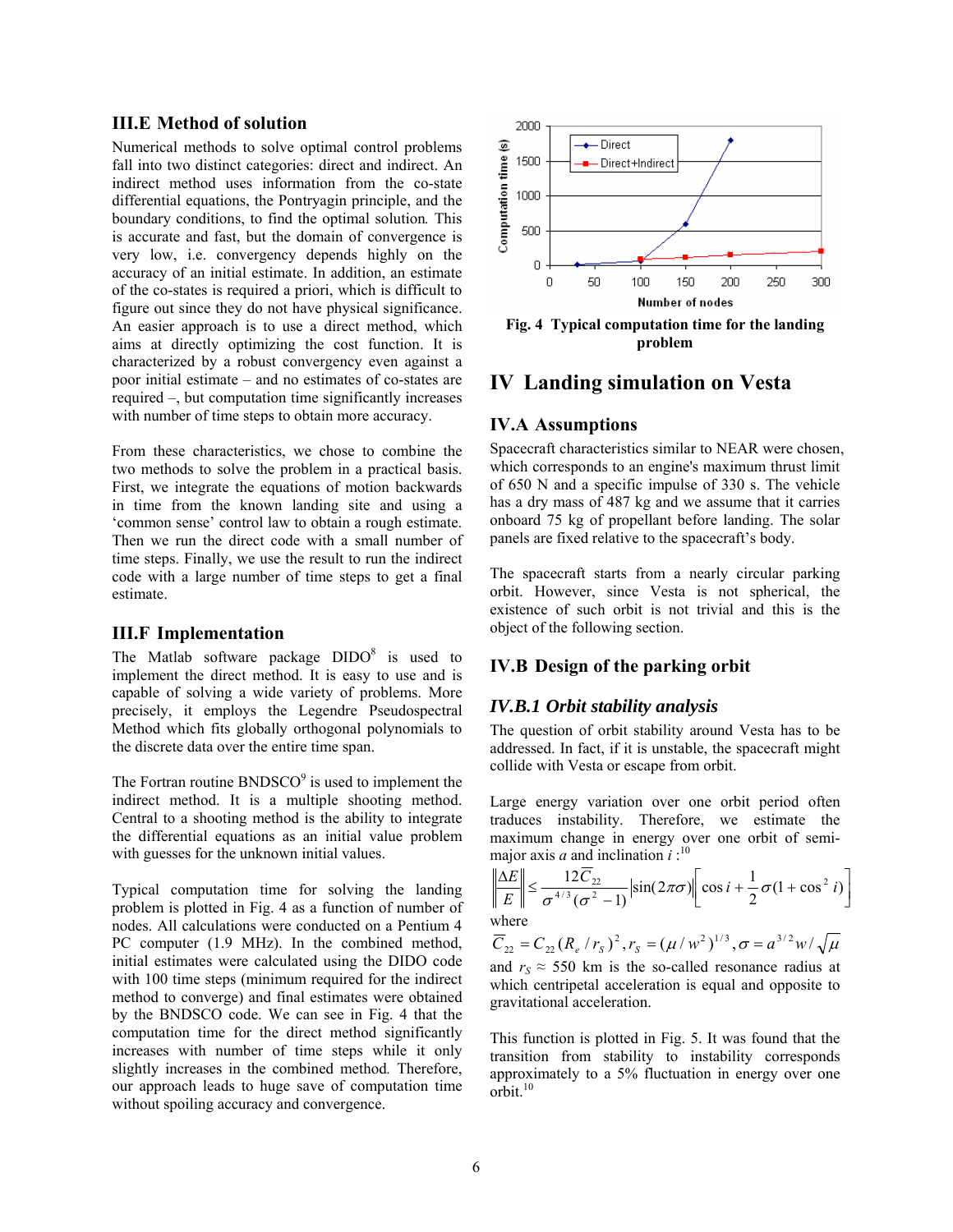### III.E Method of solution

Numerical methods to solve optimal control problems fall into two distinct categories: direct and indirect. An indirect method uses information from the co-state differential equations, the Pontryagin principle, and the boundary conditions, to find the optimal solution. This is accurate and fast, but the domain of convergence is very low, i.e. convergency depends highly on the accuracy of an initial estimate. In addition, an estimate of the co-states is required a priori, which is difficult to figure out since they do not have physical significance. An easier approach is to use a direct method, which aims at directly optimizing the cost function. It is characterized by a robust convergency even against a poor initial estimate – and no estimates of co-states are required –, but computation time significantly increases with number of time steps to obtain more accuracy.

From these characteristics, we chose to combine the two methods to solve the problem in a practical basis. First, we integrate the equations of motion backwards in time from the known landing site and using a 'common sense' control law to obtain a rough estimate. Then we run the direct code with a small number of time steps. Finally, we use the result to run the indirect code with a large number of time steps to get a final estimate.

### III.F Implementation

The Matlab software package DIDO[8] is used to implement the direct method. It is easy to use and is capable of solving a wide variety of problems. More precisely, it employs the Legendre Pseudospectral Method which fits globally orthogonal polynomials to the discrete data over the entire time span.

The Fortran routine BNDSCO[9] is used to implement the indirect method. It is a multiple shooting method. Central to a shooting method is the ability to integrate the differential equations as an initial value problem with guesses for the unknown initial values.

Typical computation time for solving the landing problem is plotted in Fig. 4 as a function of number of nodes. All calculations were conducted on a Pentium 4 PC computer (1.9 MHz). In the combined method, initial estimates were calculated using the DIDO code with 100 time steps (minimum required for the indirect method to converge) and final estimates were obtained by the BNDSCO code. We can see in Fig. 4 that the computation time for the direct method significantly increases with number of time steps while it only slightly increases in the combined method. Therefore, our approach leads to huge save of computation time without spoiling accuracy and convergence.

**Fig. 4 Typical computation time for the landing problem**

## IV Landing simulation on Vesta

### IV.A Assumptions

Spacecraft characteristics similar to NEAR were chosen, which corresponds to an engine's maximum thrust limit of 650 N and a specific impulse of 330 s. The vehicle has a dry mass of 487 kg and we assume that it carries onboard 75 kg of propellant before landing. The solar panels are fixed relative to the spacecraft's body.

The spacecraft starts from a nearly circular parking orbit. However, since Vesta is not spherical, the existence of such orbit is not trivial and this is the object of the following section.

### IV.B Design of the parking orbit

#### *IV.B.1 Orbit stability analysis*

The question of orbit stability around Vesta has to be addressed. In fact, if it is unstable, the spacecraft might collide with Vesta or escape from orbit.

Large energy variation over one orbit period often traduces instability. Therefore, we estimate the maximum change in energy over one orbit of semi-major axis $a$ and inclination $i$ :[10]

$$\left\| \frac{\Delta E}{E} \right\| \le \frac{12\overline{C}_{22}}{\sigma^{4/3}(\sigma^2 - 1)} \left| \sin(2\pi\sigma) \right| \left[ \cos i + \frac{1}{2}\sigma(1+\cos^2 i) \right]$$

where

$$\overline{C}_{22} = C_{22}(R_e / r_S)^2, r_S = (\mu / w^2)^{1/3}, \sigma = a^{3/2} w / \sqrt{\mu}$$

and $r_S \approx$ 550 km is the so-called resonance radius at which centripetal acceleration is equal and opposite to gravitational acceleration.

This function is plotted in Fig. 5. It was found that the transition from stability to instability corresponds approximately to a 5% fluctuation in energy over one orbit.[10]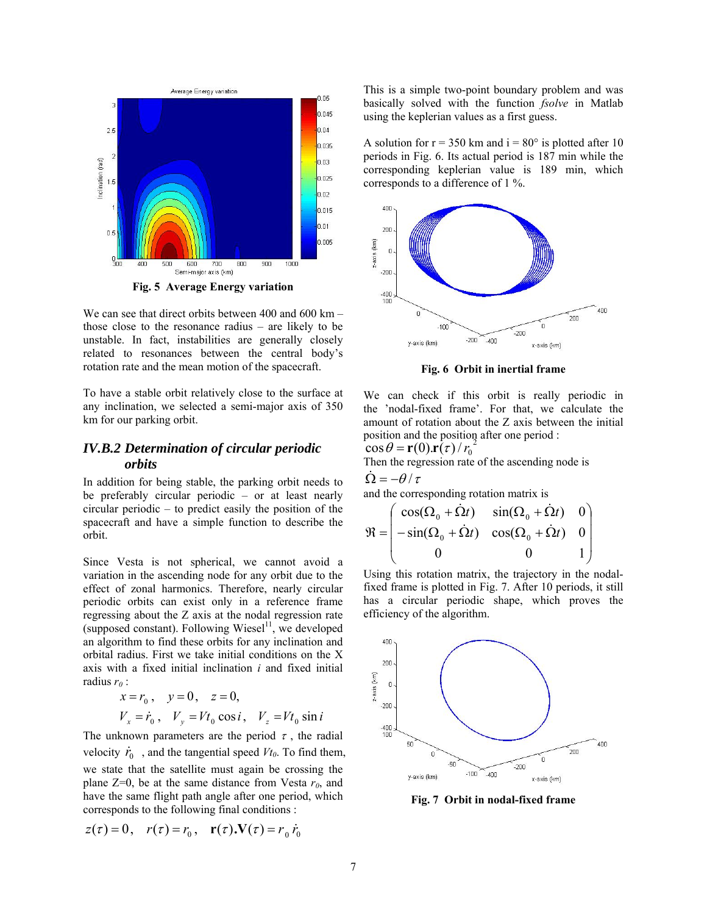Fig. 5 Average Energy variation

We can see that direct orbits between 400 and 600 km – those close to the resonance radius – are likely to be unstable. In fact, instabilities are generally closely related to resonances between the central body's rotation rate and the mean motion of the spacecraft.

To have a stable orbit relatively close to the surface at any inclination, we selected a semi-major axis of 350 km for our parking orbit.

### *IV.B.2 Determination of circular periodic orbits*

In addition for being stable, the parking orbit needs to be preferably circular periodic – or at least nearly circular periodic – to predict easily the position of the spacecraft and have a simple function to describe the orbit.

Since Vesta is not spherical, we cannot avoid a variation in the ascending node for any orbit due to the effect of zonal harmonics. Therefore, nearly circular periodic orbits can exist only in a reference frame regressing about the Z axis at the nodal regression rate (supposed constant). Following Wiesel[11], we developed an algorithm to find these orbits for any inclination and orbital radius. First we take initial conditions on the X axis with a fixed initial inclination $i$ and fixed initial radius $r_0$ :

$$x = r_0, \quad y = 0, \quad z = 0,$$
$$V_x = \dot{r}_0, \quad V_y = Vt_0 \cos i, \quad V_z = Vt_0 \sin i$$

The unknown parameters are the period $\tau$, the radial velocity $\dot{r}_0$, and the tangential speed $Vt_0$. To find them, we state that the satellite must again be crossing the plane Z=0, be at the same distance from Vesta $r_0$, and have the same flight path angle after one period, which corresponds to the following final conditions :

$$z(\tau) = 0, \quad r(\tau) = r_0, \quad \mathbf{r}(\tau).\mathbf{V}(\tau) = r_0\,\dot{r}_0$$

This is a simple two-point boundary problem and was basically solved with the function *fsolve* in Matlab using the keplerian values as a first guess.

A solution for r = 350 km and i = 80° is plotted after 10 periods in Fig. 6. Its actual period is 187 min while the corresponding keplerian value is 189 min, which corresponds to a difference of 1 %.

Fig. 6 Orbit in inertial frame

We can check if this orbit is really periodic in the 'nodal-fixed frame'. For that, we calculate the amount of rotation about the Z axis between the initial position and the position after one period :

$$\cos\theta = \mathbf{r}(0).\mathbf{r}(\tau)/r_0^2$$

Then the regression rate of the ascending node is

$$\dot{\Omega} = -\theta/\tau$$

and the corresponding rotation matrix is

$$\Re = \begin{pmatrix} \cos(\Omega_0 + \dot{\Omega}t) & \sin(\Omega_0 + \dot{\Omega}t) & 0 \\ -\sin(\Omega_0 + \dot{\Omega}t) & \cos(\Omega_0 + \dot{\Omega}t) & 0 \\ 0 & 0 & 1 \end{pmatrix}$$

Using this rotation matrix, the trajectory in the nodal-fixed frame is plotted in Fig. 7. After 10 periods, it still has a circular periodic shape, which proves the efficiency of the algorithm.

Fig. 7 Orbit in nodal-fixed frame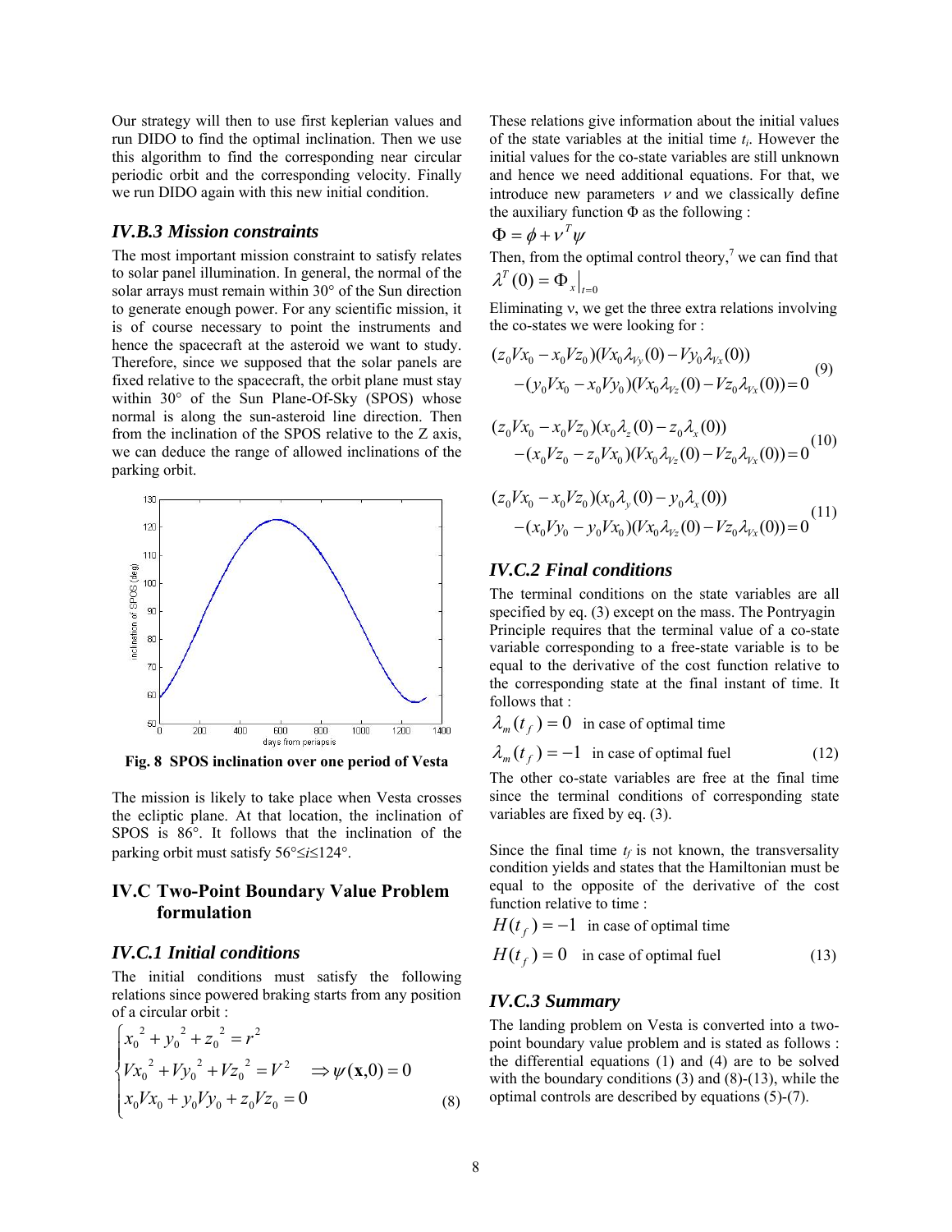Our strategy will then to use first keplerian values and run DIDO to find the optimal inclination. Then we use this algorithm to find the corresponding near circular periodic orbit and the corresponding velocity. Finally we run DIDO again with this new initial condition.

### *IV.B.3 Mission constraints*

The most important mission constraint to satisfy relates to solar panel illumination. In general, the normal of the solar arrays must remain within 30° of the Sun direction to generate enough power. For any scientific mission, it is of course necessary to point the instruments and hence the spacecraft at the asteroid we want to study. Therefore, since we supposed that the solar panels are fixed relative to the spacecraft, the orbit plane must stay within 30° of the Sun Plane-Of-Sky (SPOS) whose normal is along the sun-asteroid line direction. Then from the inclination of the SPOS relative to the Z axis, we can deduce the range of allowed inclinations of the parking orbit.

**Fig. 8 SPOS inclination over one period of Vesta**

The mission is likely to take place when Vesta crosses the ecliptic plane. At that location, the inclination of SPOS is 86°. It follows that the inclination of the parking orbit must satisfy $56° \leq i \leq 124°$.

## IV.C Two-Point Boundary Value Problem formulation

### *IV.C.1 Initial conditions*

The initial conditions must satisfy the following relations since powered braking starts from any position of a circular orbit :

$$\begin{cases} {x_0}^2 + {y_0}^2 + {z_0}^2 = r^2 \\ {Vx_0}^2 + {Vy_0}^2 + {Vz_0}^2 = V^2 \quad \Rightarrow \psi(\mathbf{x},0) = 0 \\ x_0 Vx_0 + y_0 Vy_0 + z_0 Vz_0 = 0 \end{cases} \tag{8}$$

These relations give information about the initial values of the state variables at the initial time $t_i$. However the initial values for the co-state variables are still unknown and hence we need additional equations. For that, we introduce new parameters $\nu$ and we classically define the auxiliary function $\Phi$ as the following :

$$\Phi = \phi + \nu^T \psi$$

Then, from the optimal control theory,[7] we can find that

$$\lambda^T(0) = \Phi_x \big|_{t=0}$$

Eliminating ν, we get the three extra relations involving the co-states we were looking for :

$$(z_0 Vx_0 - x_0 Vz_0)(Vx_0 \lambda_{V_y}(0) - Vy_0 \lambda_{V_x}(0)) \\ -(y_0 Vx_0 - x_0 Vy_0)(Vx_0 \lambda_{V_z}(0) - Vz_0 \lambda_{V_x}(0)) = 0 \tag{9}$$

$$(z_0 Vx_0 - x_0 Vz_0)(x_0 \lambda_z(0) - z_0 \lambda_x(0)) \\ -(x_0 Vz_0 - z_0 Vx_0)(Vx_0 \lambda_{V_z}(0) - Vz_0 \lambda_{V_x}(0)) = 0 \tag{10}$$

$$(z_0 Vx_0 - x_0 Vz_0)(x_0 \lambda_y(0) - y_0 \lambda_x(0)) \\ -(x_0 Vy_0 - y_0 Vx_0)(Vx_0 \lambda_{V_z}(0) - Vz_0 \lambda_{V_x}(0)) = 0 \tag{11}$$

### *IV.C.2 Final conditions*

The terminal conditions on the state variables are all specified by eq. (3) except on the mass. The Pontryagin Principle requires that the terminal value of a co-state variable corresponding to a free-state variable is to be equal to the derivative of the cost function relative to the corresponding state at the final instant of time. It follows that :

$\lambda_m(t_f) = 0$ in case of optimal time

$$\lambda_m(t_f) = -1 \quad \text{in case of optimal fuel} \tag{12}$$

The other co-state variables are free at the final time since the terminal conditions of corresponding state variables are fixed by eq. (3).

Since the final time $t_f$ is not known, the transversality condition yields and states that the Hamiltonian must be equal to the opposite of the derivative of the cost function relative to time :

$H(t_f) = -1$ in case of optimal time

$$H(t_f) = 0 \quad \text{in case of optimal fuel} \tag{13}$$

### *IV.C.3 Summary*

The landing problem on Vesta is converted into a two-point boundary value problem and is stated as follows : the differential equations (1) and (4) are to be solved with the boundary conditions (3) and (8)-(13), while the optimal controls are described by equations (5)-(7).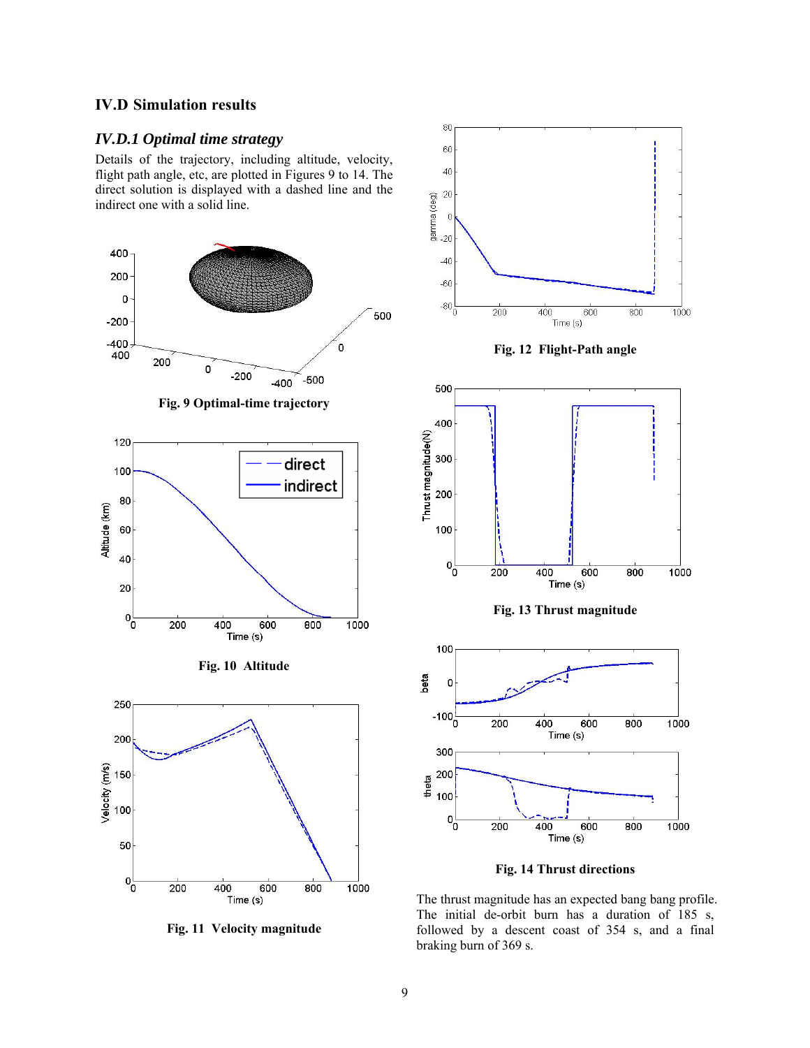## IV.D Simulation results

### *IV.D.1 Optimal time strategy*

Details of the trajectory, including altitude, velocity, flight path angle, etc, are plotted in Figures 9 to 14. The direct solution is displayed with a dashed line and the indirect one with a solid line.

**Fig. 9 Optimal-time trajectory**

**Fig. 10 Altitude**

**Fig. 11 Velocity magnitude**

**Fig. 12 Flight-Path angle**

**Fig. 13 Thrust magnitude**

**Fig. 14 Thrust directions**

The thrust magnitude has an expected bang bang profile. The initial de-orbit burn has a duration of 185 s, followed by a descent coast of 354 s, and a final braking burn of 369 s.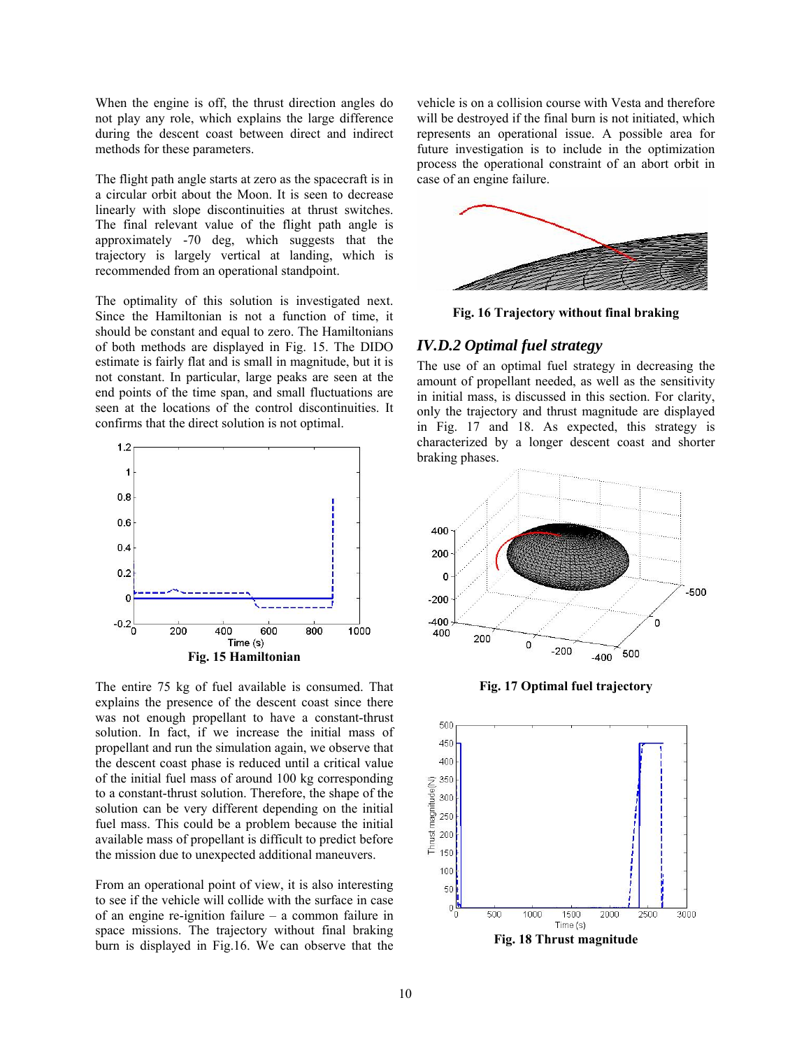When the engine is off, the thrust direction angles do not play any role, which explains the large difference during the descent coast between direct and indirect methods for these parameters.

The flight path angle starts at zero as the spacecraft is in a circular orbit about the Moon. It is seen to decrease linearly with slope discontinuities at thrust switches. The final relevant value of the flight path angle is approximately -70 deg, which suggests that the trajectory is largely vertical at landing, which is recommended from an operational standpoint.

The optimality of this solution is investigated next. Since the Hamiltonian is not a function of time, it should be constant and equal to zero. The Hamiltonians of both methods are displayed in Fig. 15. The DIDO estimate is fairly flat and is small in magnitude, but it is not constant. In particular, large peaks are seen at the end points of the time span, and small fluctuations are seen at the locations of the control discontinuities. It confirms that the direct solution is not optimal.

**Fig. 15 Hamiltonian**

The entire 75 kg of fuel available is consumed. That explains the presence of the descent coast since there was not enough propellant to have a constant-thrust solution. In fact, if we increase the initial mass of propellant and run the simulation again, we observe that the descent coast phase is reduced until a critical value of the initial fuel mass of around 100 kg corresponding to a constant-thrust solution. Therefore, the shape of the solution can be very different depending on the initial fuel mass. This could be a problem because the initial available mass of propellant is difficult to predict before the mission due to unexpected additional maneuvers.

From an operational point of view, it is also interesting to see if the vehicle will collide with the surface in case of an engine re-ignition failure – a common failure in space missions. The trajectory without final braking burn is displayed in Fig.16. We can observe that the vehicle is on a collision course with Vesta and therefore will be destroyed if the final burn is not initiated, which represents an operational issue. A possible area for future investigation is to include in the optimization process the operational constraint of an abort orbit in case of an engine failure.

**Fig. 16 Trajectory without final braking**

### *IV.D.2 Optimal fuel strategy*

The use of an optimal fuel strategy in decreasing the amount of propellant needed, as well as the sensitivity in initial mass, is discussed in this section. For clarity, only the trajectory and thrust magnitude are displayed in Fig. 17 and 18. As expected, this strategy is characterized by a longer descent coast and shorter braking phases.

**Fig. 17 Optimal fuel trajectory**

**Fig. 18 Thrust magnitude**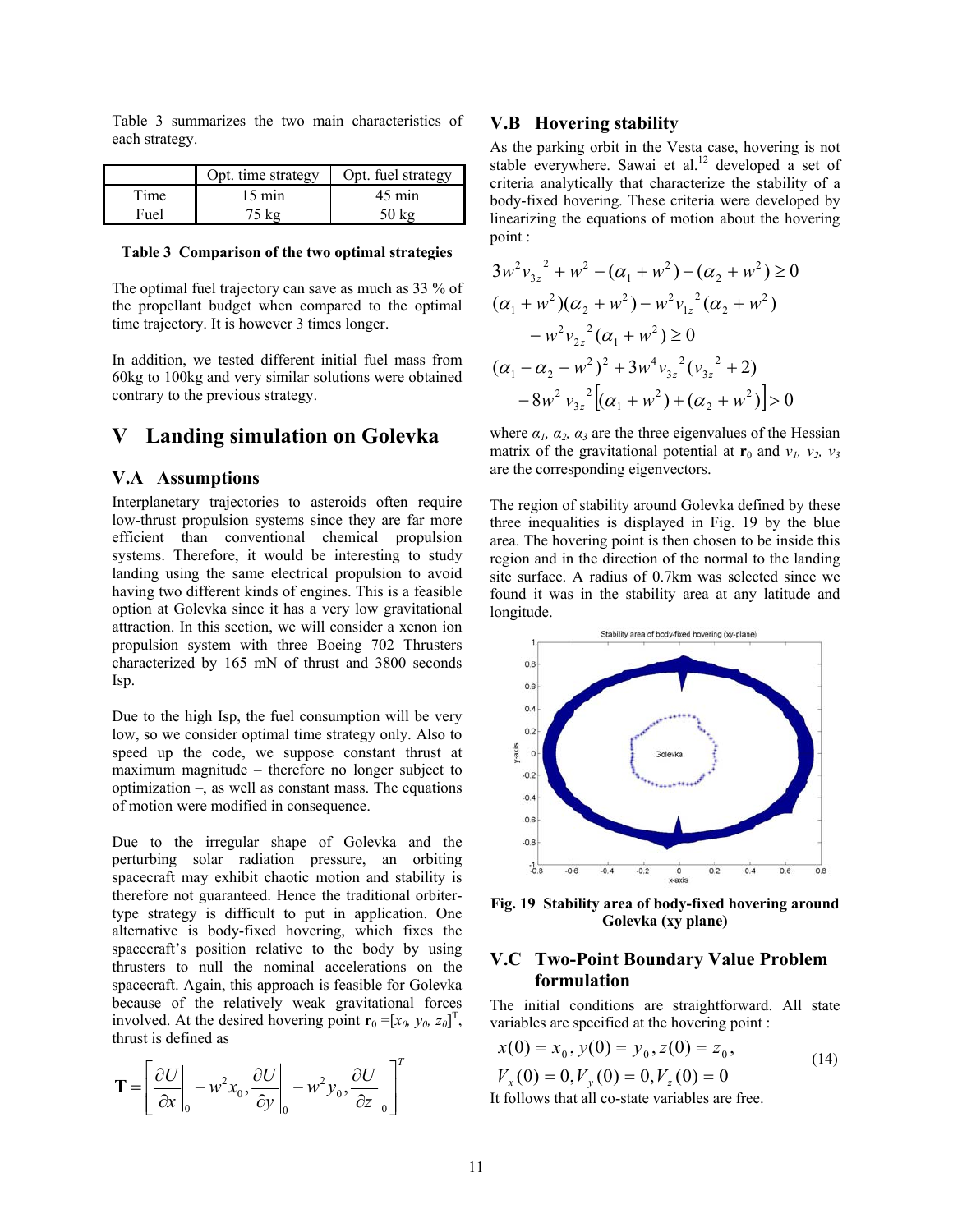Table 3 summarizes the two main characteristics of each strategy.

| | Opt. time strategy | Opt. fuel strategy |
|---|---|---|
| Time | 15 min | 45 min |
| Fuel | 75 kg | 50 kg |

**Table 3 Comparison of the two optimal strategies**

The optimal fuel trajectory can save as much as 33 % of the propellant budget when compared to the optimal time trajectory. It is however 3 times longer.

In addition, we tested different initial fuel mass from 60kg to 100kg and very similar solutions were obtained contrary to the previous strategy.

# V Landing simulation on Golevka

## V.A Assumptions

Interplanetary trajectories to asteroids often require low-thrust propulsion systems since they are far more efficient than conventional chemical propulsion systems. Therefore, it would be interesting to study landing using the same electrical propulsion to avoid having two different kinds of engines. This is a feasible option at Golevka since it has a very low gravitational attraction. In this section, we will consider a xenon ion propulsion system with three Boeing 702 Thrusters characterized by 165 mN of thrust and 3800 seconds Isp.

Due to the high Isp, the fuel consumption will be very low, so we consider optimal time strategy only. Also to speed up the code, we suppose constant thrust at maximum magnitude – therefore no longer subject to optimization –, as well as constant mass. The equations of motion were modified in consequence.

Due to the irregular shape of Golevka and the perturbing solar radiation pressure, an orbiting spacecraft may exhibit chaotic motion and stability is therefore not guaranteed. Hence the traditional orbiter-type strategy is difficult to put in application. One alternative is body-fixed hovering, which fixes the spacecraft's position relative to the body by using thrusters to null the nominal accelerations on the spacecraft. Again, this approach is feasible for Golevka because of the relatively weak gravitational forces involved. At the desired hovering point $\mathbf{r}_0 = [x_0, y_0, z_0]^T$, thrust is defined as

$$\mathbf{T} = \left[ \left.\frac{\partial U}{\partial x}\right|_0 - w^2 x_0, \left.\frac{\partial U}{\partial y}\right|_0 - w^2 y_0, \left.\frac{\partial U}{\partial z}\right|_0 \right]^T$$

## V.B Hovering stability

As the parking orbit in the Vesta case, hovering is not stable everywhere. Sawai et al.[12] developed a set of criteria analytically that characterize the stability of a body-fixed hovering. These criteria were developed by linearizing the equations of motion about the hovering point :

$$3w^2 {v_{3z}}^2 + w^2 - (\alpha_1 + w^2) - (\alpha_2 + w^2) \geq 0$$

$$(\alpha_1 + w^2)(\alpha_2 + w^2) - w^2 {v_{1z}}^2 (\alpha_2 + w^2) - w^2 {v_{2z}}^2 (\alpha_1 + w^2) \geq 0$$

$$(\alpha_1 - \alpha_2 - w^2)^2 + 3w^4 {v_{3z}}^2 ({v_{3z}}^2 + 2) - 8w^2 {v_{3z}}^2 \left[ (\alpha_1 + w^2) + (\alpha_2 + w^2) \right] > 0$$

where $\alpha_1$, $\alpha_2$, $\alpha_3$ are the three eigenvalues of the Hessian matrix of the gravitational potential at $\mathbf{r}_0$ and $v_1$, $v_2$, $v_3$ are the corresponding eigenvectors.

The region of stability around Golevka defined by these three inequalities is displayed in Fig. 19 by the blue area. The hovering point is then chosen to be inside this region and in the direction of the normal to the landing site surface. A radius of 0.7km was selected since we found it was in the stability area at any latitude and longitude.

**Fig. 19 Stability area of body-fixed hovering around Golevka (xy plane)**

## V.C Two-Point Boundary Value Problem formulation

The initial conditions are straightforward. All state variables are specified at the hovering point :

$$\begin{aligned} &x(0) = x_0, y(0) = y_0, z(0) = z_0, \\ &V_x(0) = 0, V_y(0) = 0, V_z(0) = 0 \end{aligned} \tag{14}$$

It follows that all co-state variables are free.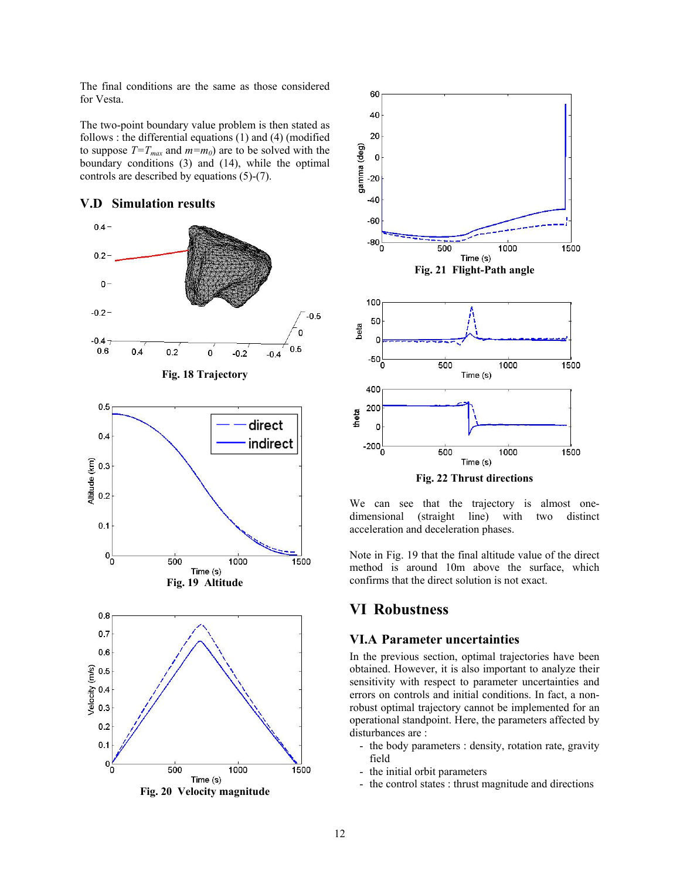The final conditions are the same as those considered for Vesta.

The two-point boundary value problem is then stated as follows : the differential equations (1) and (4) (modified to suppose $T=T_{max}$ and $m=m_0$) are to be solved with the boundary conditions (3) and (14), while the optimal controls are described by equations (5)-(7).

## V.D Simulation results

Fig. 18 Trajectory

Fig. 19 Altitude

Fig. 20 Velocity magnitude

Fig. 21 Flight-Path angle

Fig. 22 Thrust directions

We can see that the trajectory is almost one-dimensional (straight line) with two distinct acceleration and deceleration phases.

Note in Fig. 19 that the final altitude value of the direct method is around 10m above the surface, which confirms that the direct solution is not exact.

# VI Robustness

## VI.A Parameter uncertainties

In the previous section, optimal trajectories have been obtained. However, it is also important to analyze their sensitivity with respect to parameter uncertainties and errors on controls and initial conditions. In fact, a non-robust optimal trajectory cannot be implemented for an operational standpoint. Here, the parameters affected by disturbances are :

- the body parameters : density, rotation rate, gravity field
- the initial orbit parameters
- the control states : thrust magnitude and directions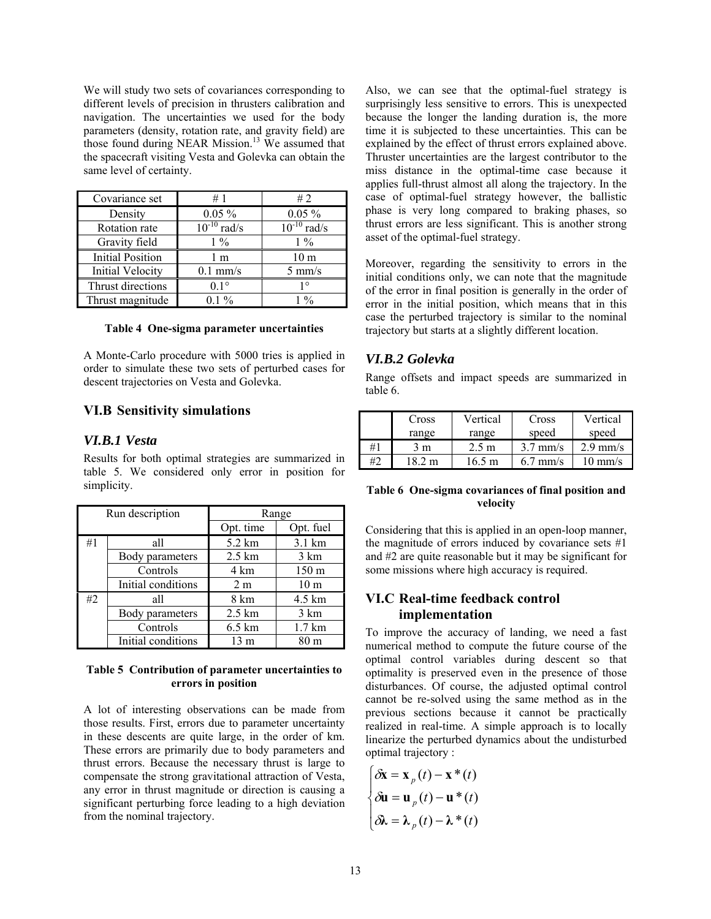We will study two sets of covariances corresponding to different levels of precision in thrusters calibration and navigation. The uncertainties we used for the body parameters (density, rotation rate, and gravity field) are those found during NEAR Mission.[13] We assumed that the spacecraft visiting Vesta and Golevka can obtain the same level of certainty.

| Covariance set | # 1 | # 2 |
|---|---|---|
| Density | 0.05 % | 0.05 % |
| Rotation rate | $10^{-10}$ rad/s | $10^{-10}$ rad/s |
| Gravity field | 1 % | 1 % |
| Initial Position | 1 m | 10 m |
| Initial Velocity | 0.1 mm/s | 5 mm/s |
| Thrust directions | 0.1° | 1° |
| Thrust magnitude | 0.1 % | 1 % |

**Table 4 One-sigma parameter uncertainties**

A Monte-Carlo procedure with 5000 tries is applied in order to simulate these two sets of perturbed cases for descent trajectories on Vesta and Golevka.

## VI.B Sensitivity simulations

### *VI.B.1 Vesta*

Results for both optimal strategies are summarized in table 5. We considered only error in position for simplicity.

| Run description | | Range | |
|---|---|---|---|
| | | Opt. time | Opt. fuel |
| #1 | all | 5.2 km | 3.1 km |
| | Body parameters | 2.5 km | 3 km |
| | Controls | 4 km | 150 m |
| | Initial conditions | 2 m | 10 m |
| #2 | all | 8 km | 4.5 km |
| | Body parameters | 2.5 km | 3 km |
| | Controls | 6.5 km | 1.7 km |
| | Initial conditions | 13 m | 80 m |

**Table 5 Contribution of parameter uncertainties to errors in position**

A lot of interesting observations can be made from those results. First, errors due to parameter uncertainty in these descents are quite large, in the order of km. These errors are primarily due to body parameters and thrust errors. Because the necessary thrust is large to compensate the strong gravitational attraction of Vesta, any error in thrust magnitude or direction is causing a significant perturbing force leading to a high deviation from the nominal trajectory.

Also, we can see that the optimal-fuel strategy is surprisingly less sensitive to errors. This is unexpected because the longer the landing duration is, the more time it is subjected to these uncertainties. This can be explained by the effect of thrust errors explained above. Thruster uncertainties are the largest contributor to the miss distance in the optimal-time case because it applies full-thrust almost all along the trajectory. In the case of optimal-fuel strategy however, the ballistic phase is very long compared to braking phases, so thrust errors are less significant. This is another strong asset of the optimal-fuel strategy.

Moreover, regarding the sensitivity to errors in the initial conditions only, we can note that the magnitude of the error in final position is generally in the order of error in the initial position, which means that in this case the perturbed trajectory is similar to the nominal trajectory but starts at a slightly different location.

### *VI.B.2 Golevka*

Range offsets and impact speeds are summarized in table 6.

| | Cross range | Vertical range | Cross speed | Vertical speed |
|---|---|---|---|---|
| #1 | 3 m | 2.5 m | 3.7 mm/s | 2.9 mm/s |
| #2 | 18.2 m | 16.5 m | 6.7 mm/s | 10 mm/s |

**Table 6 One-sigma covariances of final position and velocity**

Considering that this is applied in an open-loop manner, the magnitude of errors induced by covariance sets #1 and #2 are quite reasonable but it may be significant for some missions where high accuracy is required.

## VI.C Real-time feedback control implementation

To improve the accuracy of landing, we need a fast numerical method to compute the future course of the optimal control variables during descent so that optimality is preserved even in the presence of those disturbances. Of course, the adjusted optimal control cannot be re-solved using the same method as in the previous sections because it cannot be practically realized in real-time. A simple approach is to locally linearize the perturbed dynamics about the undisturbed optimal trajectory :

$$\begin{cases} \delta\mathbf{x} = \mathbf{x}_p(t) - \mathbf{x}^*(t) \\ \delta\mathbf{u} = \mathbf{u}_p(t) - \mathbf{u}^*(t) \\ \delta\boldsymbol{\lambda} = \boldsymbol{\lambda}_p(t) - \boldsymbol{\lambda}^*(t) \end{cases}$$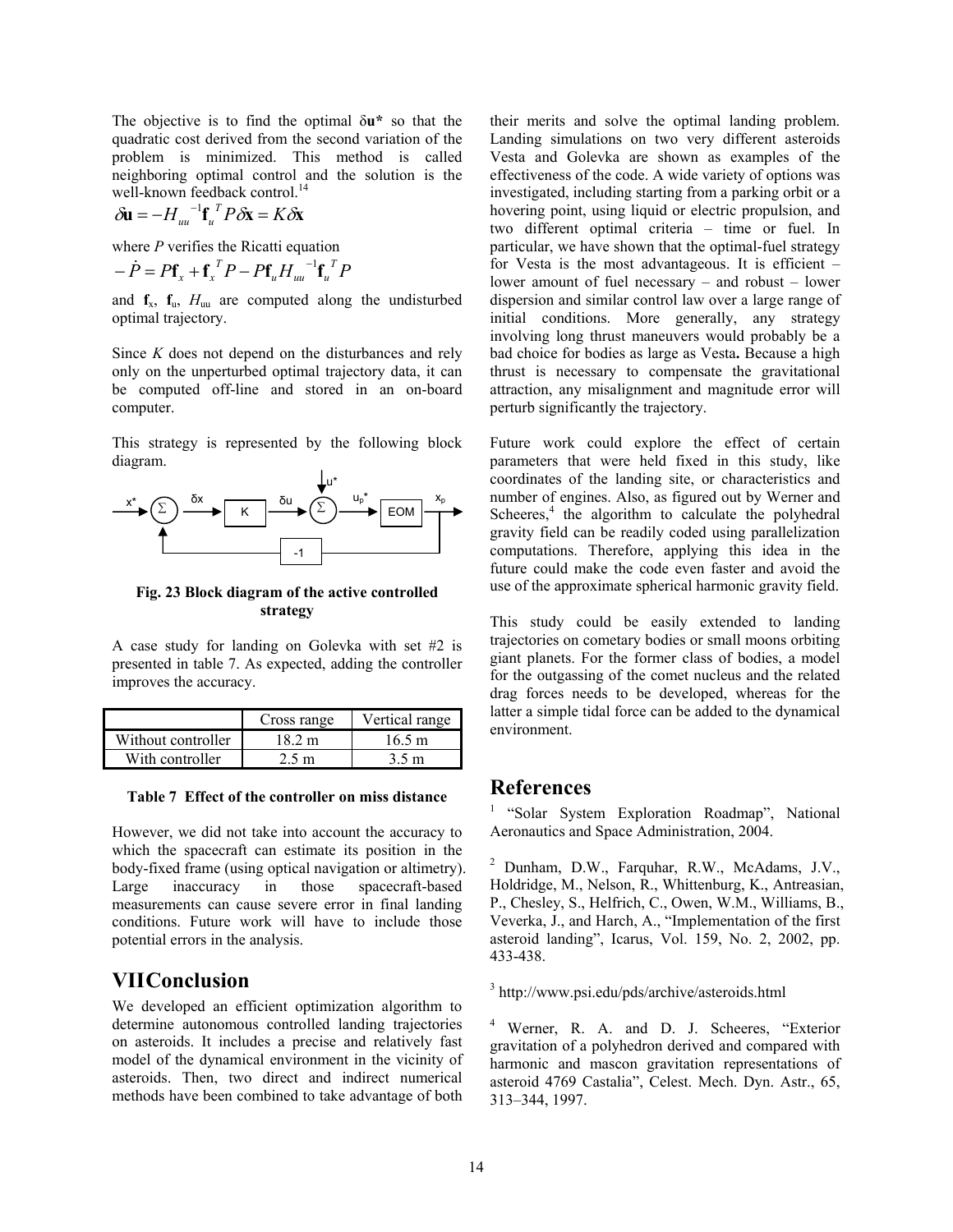The objective is to find the optimal $\delta\mathbf{u}^*$ so that the quadratic cost derived from the second variation of the problem is minimized. This method is called neighboring optimal control and the solution is the well-known feedback control.[14]

$$\delta\mathbf{u} = -H_{uu}^{-1}\mathbf{f}_u^T P \delta\mathbf{x} = K\delta\mathbf{x}$$

where $P$ verifies the Ricatti equation

$$-\dot{P} = P\mathbf{f}_x + \mathbf{f}_x^T P - P\mathbf{f}_u H_{uu}^{-1}\mathbf{f}_u^T P$$

and $\mathbf{f}_x$, $\mathbf{f}_u$, $H_{uu}$ are computed along the undisturbed optimal trajectory.

Since $K$ does not depend on the disturbances and rely only on the unperturbed optimal trajectory data, it can be computed off-line and stored in an on-board computer.

This strategy is represented by the following block diagram.

**Fig. 23 Block diagram of the active controlled strategy**

A case study for landing on Golevka with set #2 is presented in table 7. As expected, adding the controller improves the accuracy.

| | Cross range | Vertical range |
|---|---|---|
| Without controller | 18.2 m | 16.5 m |
| With controller | 2.5 m | 3.5 m |

**Table 7 Effect of the controller on miss distance**

However, we did not take into account the accuracy to which the spacecraft can estimate its position in the body-fixed frame (using optical navigation or altimetry). Large inaccuracy in those spacecraft-based measurements can cause severe error in final landing conditions. Future work will have to include those potential errors in the analysis.

# VII Conclusion

We developed an efficient optimization algorithm to determine autonomous controlled landing trajectories on asteroids. It includes a precise and relatively fast model of the dynamical environment in the vicinity of asteroids. Then, two direct and indirect numerical methods have been combined to take advantage of both their merits and solve the optimal landing problem. Landing simulations on two very different asteroids Vesta and Golevka are shown as examples of the effectiveness of the code. A wide variety of options was investigated, including starting from a parking orbit or a hovering point, using liquid or electric propulsion, and two different optimal criteria – time or fuel. In particular, we have shown that the optimal-fuel strategy for Vesta is the most advantageous. It is efficient – lower amount of fuel necessary – and robust – lower dispersion and similar control law over a large range of initial conditions. More generally, any strategy involving long thrust maneuvers would probably be a bad choice for bodies as large as Vesta**.** Because a high thrust is necessary to compensate the gravitational attraction, any misalignment and magnitude error will perturb significantly the trajectory.

Future work could explore the effect of certain parameters that were held fixed in this study, like coordinates of the landing site, or characteristics and number of engines. Also, as figured out by Werner and Scheeres,[4] the algorithm to calculate the polyhedral gravity field can be readily coded using parallelization computations. Therefore, applying this idea in the future could make the code even faster and avoid the use of the approximate spherical harmonic gravity field.

This study could be easily extended to landing trajectories on cometary bodies or small moons orbiting giant planets. For the former class of bodies, a model for the outgassing of the comet nucleus and the related drag forces needs to be developed, whereas for the latter a simple tidal force can be added to the dynamical environment.

# References

[1] "Solar System Exploration Roadmap", National Aeronautics and Space Administration, 2004.

[2] Dunham, D.W., Farquhar, R.W., McAdams, J.V., Holdridge, M., Nelson, R., Whittenburg, K., Antreasian, P., Chesley, S., Helfrich, C., Owen, W.M., Williams, B., Veverka, J., and Harch, A., "Implementation of the first asteroid landing", Icarus, Vol. 159, No. 2, 2002, pp. 433-438.

[3] http://www.psi.edu/pds/archive/asteroids.html

[4] Werner, R. A. and D. J. Scheeres, "Exterior gravitation of a polyhedron derived and compared with harmonic and mascon gravitation representations of asteroid 4769 Castalia", Celest. Mech. Dyn. Astr., 65, 313–344, 1997.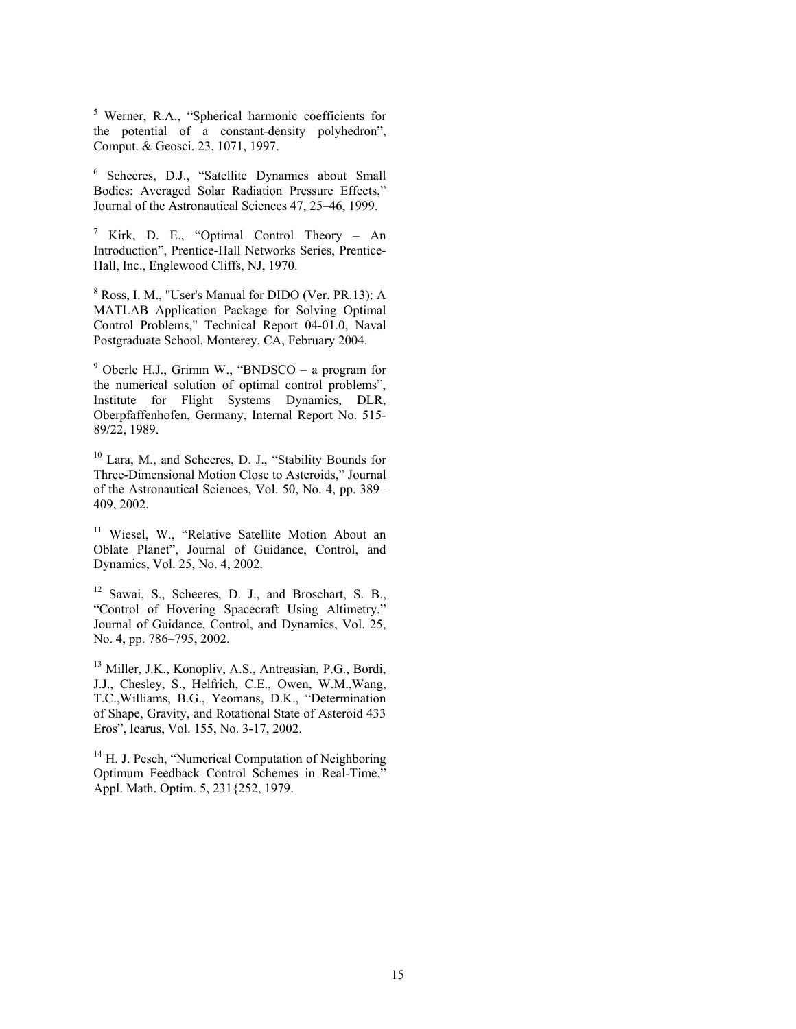[5] Werner, R.A., “Spherical harmonic coefficients for the potential of a constant-density polyhedron”, Comput. & Geosci. 23, 1071, 1997.

[6] Scheeres, D.J., “Satellite Dynamics about Small Bodies: Averaged Solar Radiation Pressure Effects,” Journal of the Astronautical Sciences 47, 25–46, 1999.

[7] Kirk, D. E., “Optimal Control Theory – An Introduction”, Prentice-Hall Networks Series, Prentice-Hall, Inc., Englewood Cliffs, NJ, 1970.

[8] Ross, I. M., "User's Manual for DIDO (Ver. PR.13): A MATLAB Application Package for Solving Optimal Control Problems," Technical Report 04-01.0, Naval Postgraduate School, Monterey, CA, February 2004.

[9] Oberle H.J., Grimm W., “BNDSCO – a program for the numerical solution of optimal control problems”, Institute for Flight Systems Dynamics, DLR, Oberpfaffenhofen, Germany, Internal Report No. 515-89/22, 1989.

[10] Lara, M., and Scheeres, D. J., “Stability Bounds for Three-Dimensional Motion Close to Asteroids,” Journal of the Astronautical Sciences, Vol. 50, No. 4, pp. 389–409, 2002.

[11] Wiesel, W., “Relative Satellite Motion About an Oblate Planet”, Journal of Guidance, Control, and Dynamics, Vol. 25, No. 4, 2002.

[12] Sawai, S., Scheeres, D. J., and Broschart, S. B., “Control of Hovering Spacecraft Using Altimetry,” Journal of Guidance, Control, and Dynamics, Vol. 25, No. 4, pp. 786–795, 2002.

[13] Miller, J.K., Konopliv, A.S., Antreasian, P.G., Bordi, J.J., Chesley, S., Helfrich, C.E., Owen, W.M.,Wang, T.C.,Williams, B.G., Yeomans, D.K., “Determination of Shape, Gravity, and Rotational State of Asteroid 433 Eros”, Icarus, Vol. 155, No. 3-17, 2002.

[14] H. J. Pesch, “Numerical Computation of Neighboring Optimum Feedback Control Schemes in Real-Time,” Appl. Math. Optim. 5, 231{252, 1979.